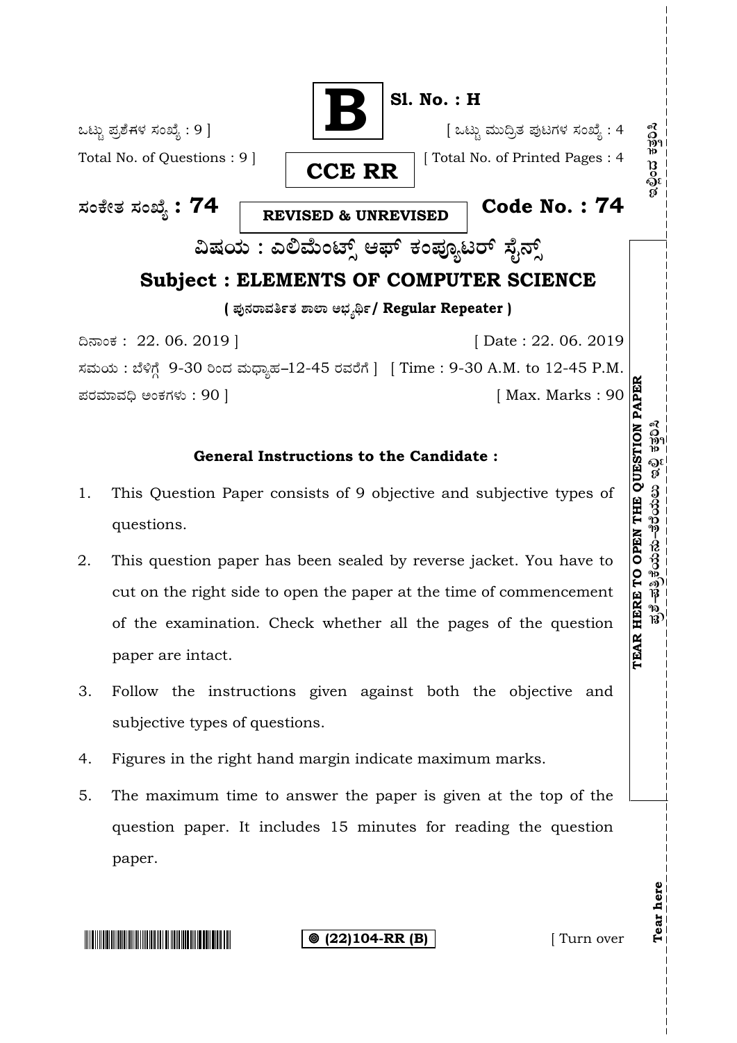**B** **Sl. No. : H**

ಒಟ್ಟು ಪ್ರಶ್ನೆಗಳ ಸಂಖ್ಯೆ : 9 ] [ ಒಟ್ಟು ಮುದ್ರಿತ ಪುಟಗಳ ಸಂಖ್ಯೆ : 4

Total No. of Questions : 9 ] [ Total No. of Printed Pages : 4

**CCE RR**

**REVISED & UNREVISED**

**ಸಂಕೇತ ಸಂಖ್ಯೆ : 74** **Code No. : 74**

## ವಿಷಯ : ಎಲಿಮೆಂಟ್ಸ್ ಆಫ್ ಕಂಪ್ಯೂಟರ್ ಸೈನ್ಸ್

## Subject : ELEMENTS OF COMPUTER SCIENCE

**( ಪುನರಾವರ್ತಿತ ಶಾಲಾ ಅಭ್ಯರ್ಥಿ / Regular Repeater )**

ದಿನಾಂಕ : 22. 06. 2019 ] [ Date : 22. 06. 2019

ಸಮಯ : ಬೆಳಿಗ್ಗೆ 9-30 ರಿಂದ ಮಧ್ಯಾಹ್ನ–12-45 ರವರೆಗೆ ] [ Time : 9-30 A.M. to 12-45 P.M.

ಪರಮಾವಧಿ ಅಂಕಗಳು : 90 ] [ Max. Marks : 90

### General Instructions to the Candidate :

1. This Question Paper consists of 9 objective and subjective types of questions.
2. This question paper has been sealed by reverse jacket. You have to cut on the right side to open the paper at the time of commencement of the examination. Check whether all the pages of the question paper are intact.
3. Follow the instructions given against both the objective and subjective types of questions.
4. Figures in the right hand margin indicate maximum marks.
5. The maximum time to answer the paper is given at the top of the question paper. It includes 15 minutes for reading the question paper.

(22)104-RR (B) [ Turn over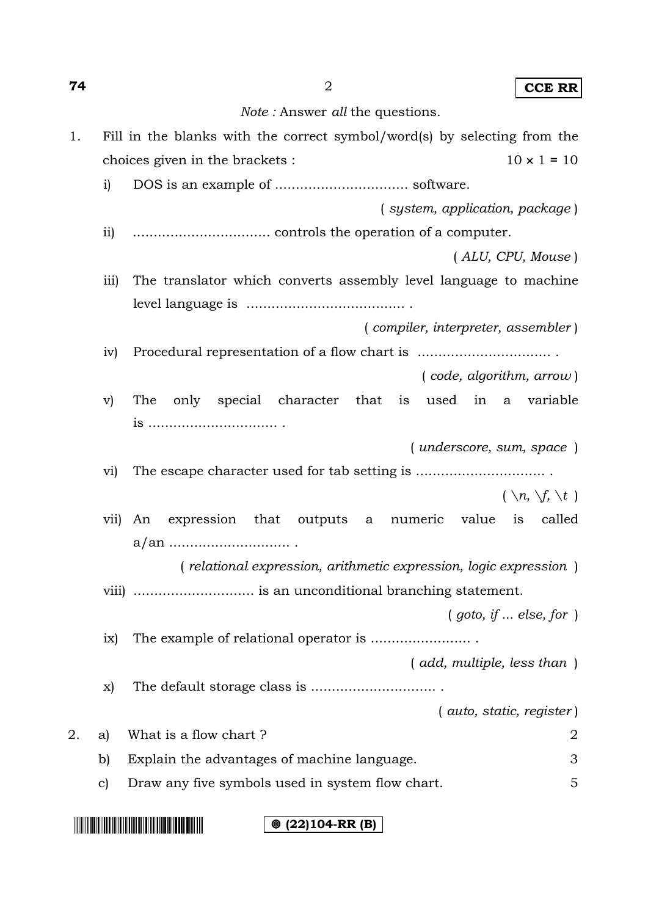*Note :* Answer *all* the questions.

1. Fill in the blanks with the correct symbol/word(s) by selecting from the choices given in the brackets : 10 × 1 = 10

   i) DOS is an example of ................................ software.
   ( *system, application, package* )

   ii) ................................ controls the operation of a computer.
   ( *ALU, CPU, Mouse* )

   iii) The translator which converts assembly level language to machine level language is ...................................... .
   ( *compiler, interpreter, assembler* )

   iv) Procedural representation of a flow chart is ................................ .
   ( *code, algorithm, arrow* )

   v) The only special character that is used in a variable is ............................... .
   ( *underscore, sum, space* )

   vi) The escape character used for tab setting is ............................... .
   ( *\n, \f, \t* )

   vii) An expression that outputs a numeric value is called a/an ............................. .
   ( *relational expression, arithmetic expression, logic expression* )

   viii) ............................. is an unconditional branching statement.
   ( *goto, if ... else, for* )

   ix) The example of relational operator is ........................ .
   ( *add, multiple, less than* )

   x) The default storage class is .............................. .
   ( *auto, static, register* )

2. a) What is a flow chart ? 2

   b) Explain the advantages of machine language. 3

   c) Draw any five symbols used in system flow chart. 5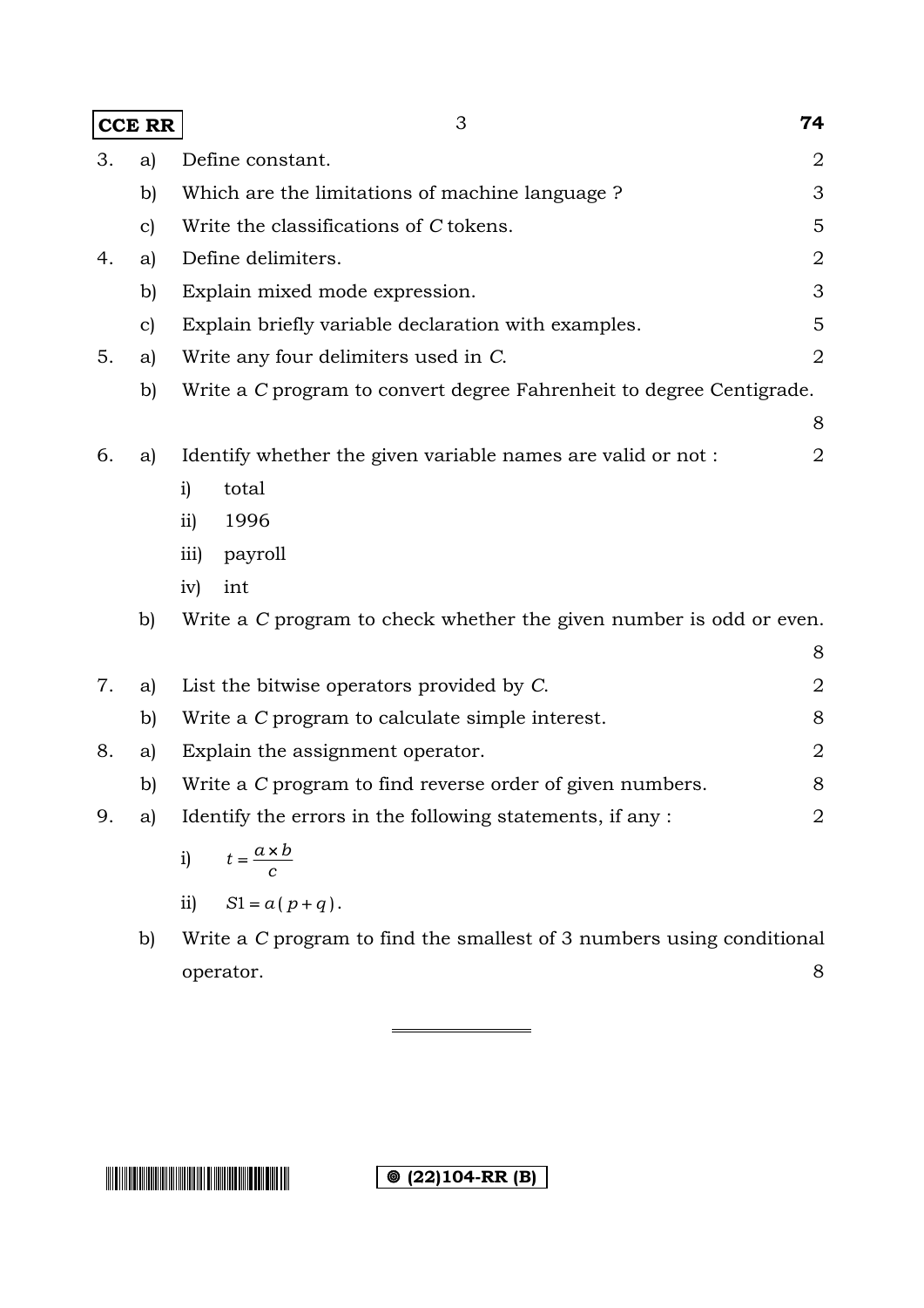3. a) Define constant. 2

   b) Which are the limitations of machine language ? 3

   c) Write the classifications of *C* tokens. 5

4. a) Define delimiters. 2

   b) Explain mixed mode expression. 3

   c) Explain briefly variable declaration with examples. 5

5. a) Write any four delimiters used in *C*. 2

   b) Write a *C* program to convert degree Fahrenheit to degree Centigrade. 8

6. a) Identify whether the given variable names are valid or not : 2

   i) total

   ii) 1996

   iii) payroll

   iv) int

   b) Write a *C* program to check whether the given number is odd or even. 8

7. a) List the bitwise operators provided by *C*. 2

   b) Write a *C* program to calculate simple interest. 8

8. a) Explain the assignment operator. 2

   b) Write a *C* program to find reverse order of given numbers. 8

9. a) Identify the errors in the following statements, if any : 2

   i) $t = \frac{a \times b}{c}$

   ii) $S1 = a(p + q)$.

   b) Write a *C* program to find the smallest of 3 numbers using conditional operator. 8